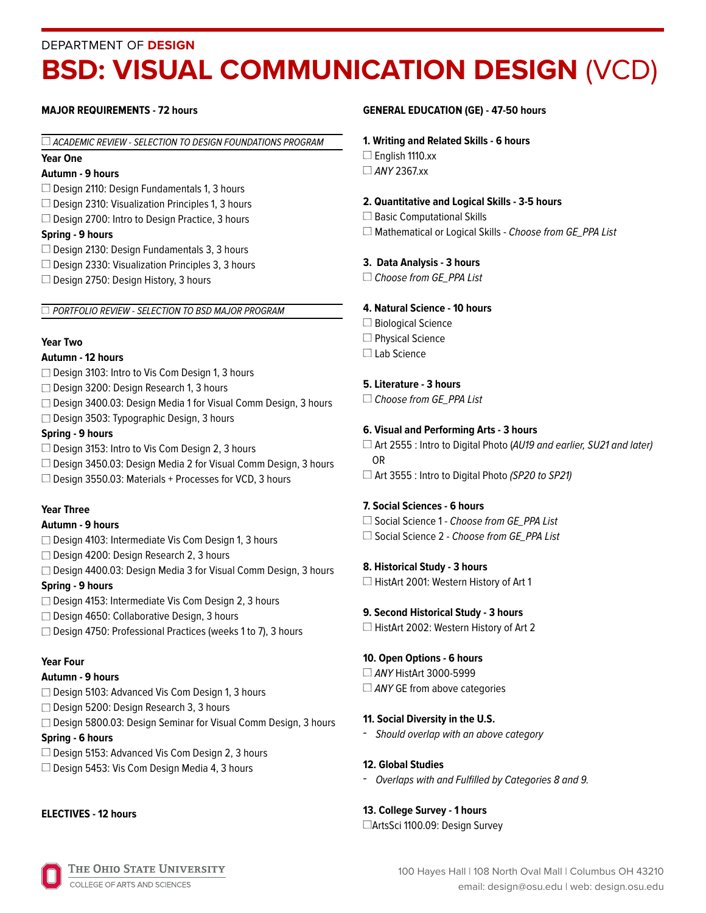DEPARTMENT OF **DESIGN**

# BSD: VISUAL COMMUNICATION DESIGN (VCD)

## MAJOR REQUIREMENTS - 72 hours

☐ *ACADEMIC REVIEW - SELECTION TO DESIGN FOUNDATIONS PROGRAM*

### Year One

**Autumn - 9 hours**

- ☐ Design 2110: Design Fundamentals 1, 3 hours
- ☐ Design 2310: Visualization Principles 1, 3 hours
- ☐ Design 2700: Intro to Design Practice, 3 hours

**Spring - 9 hours**

- ☐ Design 2130: Design Fundamentals 3, 3 hours
- ☐ Design 2330: Visualization Principles 3, 3 hours
- ☐ Design 2750: Design History, 3 hours

☐ *PORTFOLIO REVIEW - SELECTION TO BSD MAJOR PROGRAM*

### Year Two

**Autumn - 12 hours**

- ☐ Design 3103: Intro to Vis Com Design 1, 3 hours
- ☐ Design 3200: Design Research 1, 3 hours
- ☐ Design 3400.03: Design Media 1 for Visual Comm Design, 3 hours
- ☐ Design 3503: Typographic Design, 3 hours

**Spring - 9 hours**

- ☐ Design 3153: Intro to Vis Com Design 2, 3 hours
- ☐ Design 3450.03: Design Media 2 for Visual Comm Design, 3 hours
- ☐ Design 3550.03: Materials + Processes for VCD, 3 hours

### Year Three

**Autumn - 9 hours**

- ☐ Design 4103: Intermediate Vis Com Design 1, 3 hours
- ☐ Design 4200: Design Research 2, 3 hours
- ☐ Design 4400.03: Design Media 3 for Visual Comm Design, 3 hours

**Spring - 9 hours**

- ☐ Design 4153: Intermediate Vis Com Design 2, 3 hours
- ☐ Design 4650: Collaborative Design, 3 hours
- ☐ Design 4750: Professional Practices (weeks 1 to 7), 3 hours

### Year Four

**Autumn - 9 hours**

- ☐ Design 5103: Advanced Vis Com Design 1, 3 hours
- ☐ Design 5200: Design Research 3, 3 hours
- ☐ Design 5800.03: Design Seminar for Visual Comm Design, 3 hours

**Spring - 6 hours**

- ☐ Design 5153: Advanced Vis Com Design 2, 3 hours
- ☐ Design 5453: Vis Com Design Media 4, 3 hours

## ELECTIVES - 12 hours

## GENERAL EDUCATION (GE) - 47-50 hours

**1. Writing and Related Skills - 6 hours**

- ☐ English 1110.xx
- ☐ *ANY* 2367.xx

**2. Quantitative and Logical Skills - 3-5 hours**

- ☐ Basic Computational Skills
- ☐ Mathematical or Logical Skills - *Choose from GE_PPA List*

**3. Data Analysis - 3 hours**

- ☐ *Choose from GE_PPA List*

**4. Natural Science - 10 hours**

- ☐ Biological Science
- ☐ Physical Science
- ☐ Lab Science

**5. Literature - 3 hours**

- ☐ *Choose from GE_PPA List*

**6. Visual and Performing Arts - 3 hours**

- ☐ Art 2555 : Intro to Digital Photo (*AU19 and earlier, SU21 and later*)
  OR
- ☐ Art 3555 : Intro to Digital Photo *(SP20 to SP21)*

**7. Social Sciences - 6 hours**

- ☐ Social Science 1 - *Choose from GE_PPA List*
- ☐ Social Science 2 - *Choose from GE_PPA List*

**8. Historical Study - 3 hours**

- ☐ HistArt 2001: Western History of Art 1

**9. Second Historical Study - 3 hours**

- ☐ HistArt 2002: Western History of Art 2

**10. Open Options - 6 hours**

- ☐ *ANY* HistArt 3000-5999
- ☐ *ANY* GE from above categories

**11. Social Diversity in the U.S.**

- *Should overlap with an above category*

**12. Global Studies**

- *Overlaps with and Fulfilled by Categories 8 and 9.*

**13. College Survey - 1 hours**

- ☐ ArtsSci 1100.09: Design Survey

THE OHIO STATE UNIVERSITY
COLLEGE OF ARTS AND SCIENCES

100 Hayes Hall | 108 North Oval Mall | Columbus OH 43210
email: design@osu.edu | web: design.osu.edu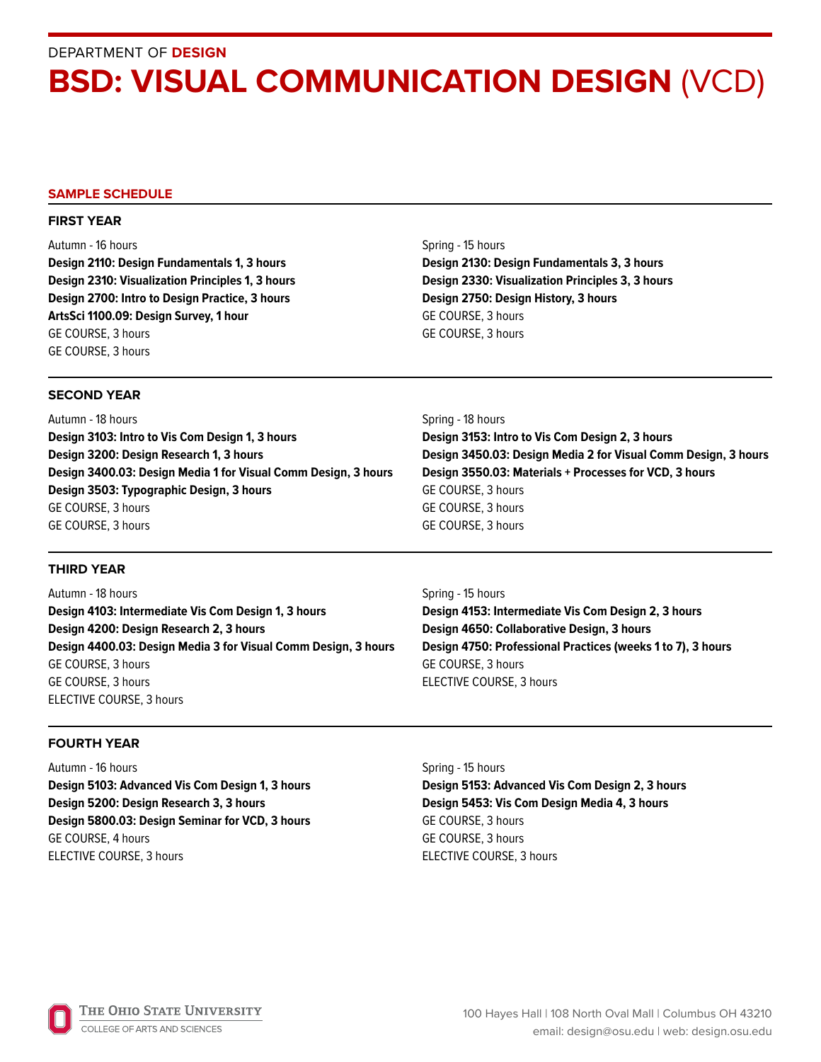DEPARTMENT OF **DESIGN**

# BSD: VISUAL COMMUNICATION DESIGN (VCD)

## SAMPLE SCHEDULE

### FIRST YEAR

Autumn - 16 hours
**Design 2110: Design Fundamentals 1, 3 hours**
**Design 2310: Visualization Principles 1, 3 hours**
**Design 2700: Intro to Design Practice, 3 hours**
**ArtsSci 1100.09: Design Survey, 1 hour**
GE COURSE, 3 hours
GE COURSE, 3 hours

Spring - 15 hours
**Design 2130: Design Fundamentals 3, 3 hours**
**Design 2330: Visualization Principles 3, 3 hours**
**Design 2750: Design History, 3 hours**
GE COURSE, 3 hours
GE COURSE, 3 hours

### SECOND YEAR

Autumn - 18 hours
**Design 3103: Intro to Vis Com Design 1, 3 hours**
**Design 3200: Design Research 1, 3 hours**
**Design 3400.03: Design Media 1 for Visual Comm Design, 3 hours**
**Design 3503: Typographic Design, 3 hours**
GE COURSE, 3 hours
GE COURSE, 3 hours

Spring - 18 hours
**Design 3153: Intro to Vis Com Design 2, 3 hours**
**Design 3450.03: Design Media 2 for Visual Comm Design, 3 hours**
**Design 3550.03: Materials + Processes for VCD, 3 hours**
GE COURSE, 3 hours
GE COURSE, 3 hours
GE COURSE, 3 hours

### THIRD YEAR

Autumn - 18 hours
**Design 4103: Intermediate Vis Com Design 1, 3 hours**
**Design 4200: Design Research 2, 3 hours**
**Design 4400.03: Design Media 3 for Visual Comm Design, 3 hours**
GE COURSE, 3 hours
GE COURSE, 3 hours
ELECTIVE COURSE, 3 hours

Spring - 15 hours
**Design 4153: Intermediate Vis Com Design 2, 3 hours**
**Design 4650: Collaborative Design, 3 hours**
**Design 4750: Professional Practices (weeks 1 to 7), 3 hours**
GE COURSE, 3 hours
ELECTIVE COURSE, 3 hours

### FOURTH YEAR

Autumn - 16 hours
**Design 5103: Advanced Vis Com Design 1, 3 hours**
**Design 5200: Design Research 3, 3 hours**
**Design 5800.03: Design Seminar for VCD, 3 hours**
GE COURSE, 4 hours
ELECTIVE COURSE, 3 hours

Spring - 15 hours
**Design 5153: Advanced Vis Com Design 2, 3 hours**
**Design 5453: Vis Com Design Media 4, 3 hours**
GE COURSE, 3 hours
GE COURSE, 3 hours
ELECTIVE COURSE, 3 hours

THE OHIO STATE UNIVERSITY
COLLEGE OF ARTS AND SCIENCES

100 Hayes Hall | 108 North Oval Mall | Columbus OH 43210
email: design@osu.edu | web: design.osu.edu